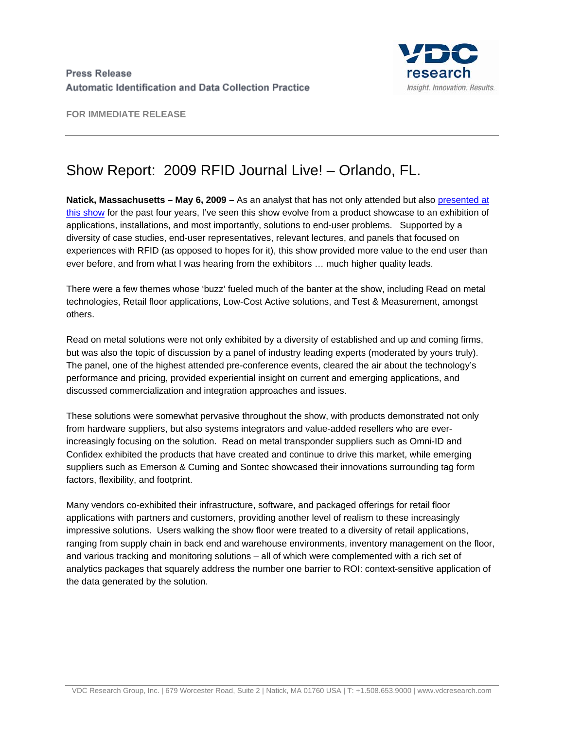Press Release
Automatic Identification and Data Collection Practice

**FOR IMMEDIATE RELEASE**

# Show Report: 2009 RFID Journal Live! – Orlando, FL.

**Natick, Massachusetts – May 6, 2009 –** As an analyst that has not only attended but also presented at this show for the past four years, I've seen this show evolve from a product showcase to an exhibition of applications, installations, and most importantly, solutions to end-user problems. Supported by a diversity of case studies, end-user representatives, relevant lectures, and panels that focused on experiences with RFID (as opposed to hopes for it), this show provided more value to the end user than ever before, and from what I was hearing from the exhibitors … much higher quality leads.

There were a few themes whose 'buzz' fueled much of the banter at the show, including Read on metal technologies, Retail floor applications, Low-Cost Active solutions, and Test & Measurement, amongst others.

Read on metal solutions were not only exhibited by a diversity of established and up and coming firms, but was also the topic of discussion by a panel of industry leading experts (moderated by yours truly). The panel, one of the highest attended pre-conference events, cleared the air about the technology's performance and pricing, provided experiential insight on current and emerging applications, and discussed commercialization and integration approaches and issues.

These solutions were somewhat pervasive throughout the show, with products demonstrated not only from hardware suppliers, but also systems integrators and value-added resellers who are ever-increasingly focusing on the solution. Read on metal transponder suppliers such as Omni-ID and Confidex exhibited the products that have created and continue to drive this market, while emerging suppliers such as Emerson & Cuming and Sontec showcased their innovations surrounding tag form factors, flexibility, and footprint.

Many vendors co-exhibited their infrastructure, software, and packaged offerings for retail floor applications with partners and customers, providing another level of realism to these increasingly impressive solutions. Users walking the show floor were treated to a diversity of retail applications, ranging from supply chain in back end and warehouse environments, inventory management on the floor, and various tracking and monitoring solutions – all of which were complemented with a rich set of analytics packages that squarely address the number one barrier to ROI: context-sensitive application of the data generated by the solution.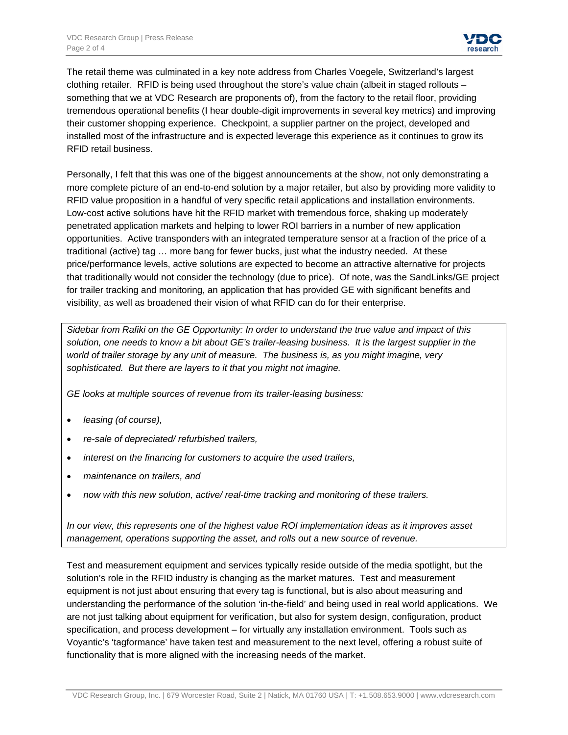The retail theme was culminated in a key note address from Charles Voegele, Switzerland's largest clothing retailer. RFID is being used throughout the store's value chain (albeit in staged rollouts – something that we at VDC Research are proponents of), from the factory to the retail floor, providing tremendous operational benefits (I hear double-digit improvements in several key metrics) and improving their customer shopping experience. Checkpoint, a supplier partner on the project, developed and installed most of the infrastructure and is expected leverage this experience as it continues to grow its RFID retail business.

Personally, I felt that this was one of the biggest announcements at the show, not only demonstrating a more complete picture of an end-to-end solution by a major retailer, but also by providing more validity to RFID value proposition in a handful of very specific retail applications and installation environments. Low-cost active solutions have hit the RFID market with tremendous force, shaking up moderately penetrated application markets and helping to lower ROI barriers in a number of new application opportunities. Active transponders with an integrated temperature sensor at a fraction of the price of a traditional (active) tag … more bang for fewer bucks, just what the industry needed. At these price/performance levels, active solutions are expected to become an attractive alternative for projects that traditionally would not consider the technology (due to price). Of note, was the SandLinks/GE project for trailer tracking and monitoring, an application that has provided GE with significant benefits and visibility, as well as broadened their vision of what RFID can do for their enterprise.

> *Sidebar from Rafiki on the GE Opportunity: In order to understand the true value and impact of this solution, one needs to know a bit about GE's trailer-leasing business. It is the largest supplier in the world of trailer storage by any unit of measure. The business is, as you might imagine, very sophisticated. But there are layers to it that you might not imagine.*
>
> *GE looks at multiple sources of revenue from its trailer-leasing business:*
>
> - *leasing (of course),*
> - *re-sale of depreciated/ refurbished trailers,*
> - *interest on the financing for customers to acquire the used trailers,*
> - *maintenance on trailers, and*
> - *now with this new solution, active/ real-time tracking and monitoring of these trailers.*
>
> *In our view, this represents one of the highest value ROI implementation ideas as it improves asset management, operations supporting the asset, and rolls out a new source of revenue.*

Test and measurement equipment and services typically reside outside of the media spotlight, but the solution's role in the RFID industry is changing as the market matures. Test and measurement equipment is not just about ensuring that every tag is functional, but is also about measuring and understanding the performance of the solution 'in-the-field' and being used in real world applications. We are not just talking about equipment for verification, but also for system design, configuration, product specification, and process development – for virtually any installation environment. Tools such as Voyantic's 'tagformance' have taken test and measurement to the next level, offering a robust suite of functionality that is more aligned with the increasing needs of the market.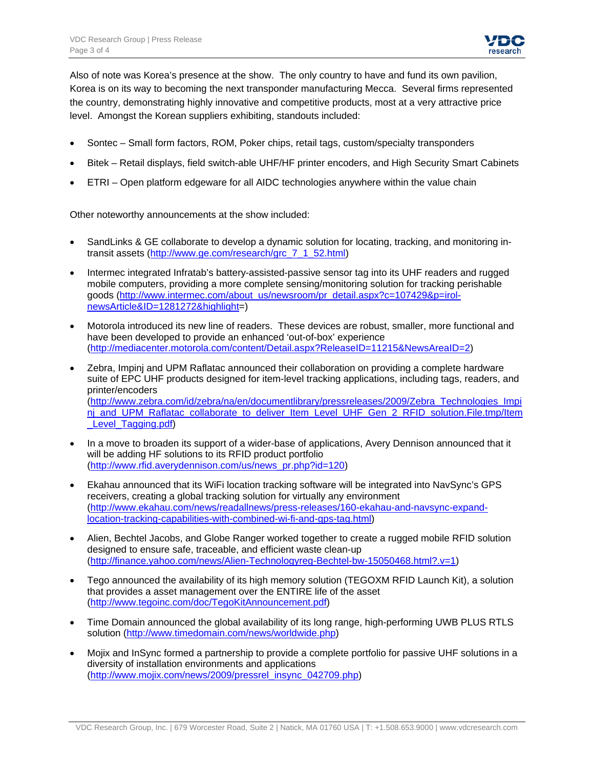Also of note was Korea's presence at the show. The only country to have and fund its own pavilion, Korea is on its way to becoming the next transponder manufacturing Mecca. Several firms represented the country, demonstrating highly innovative and competitive products, most at a very attractive price level. Amongst the Korean suppliers exhibiting, standouts included:

- Sontec – Small form factors, ROM, Poker chips, retail tags, custom/specialty transponders
- Bitek – Retail displays, field switch-able UHF/HF printer encoders, and High Security Smart Cabinets
- ETRI – Open platform edgeware for all AIDC technologies anywhere within the value chain

Other noteworthy announcements at the show included:

- SandLinks & GE collaborate to develop a dynamic solution for locating, tracking, and monitoring in-transit assets (http://www.ge.com/research/grc_7_1_52.html)
- Intermec integrated Infratab's battery-assisted-passive sensor tag into its UHF readers and rugged mobile computers, providing a more complete sensing/monitoring solution for tracking perishable goods (http://www.intermec.com/about_us/newsroom/pr_detail.aspx?c=107429&p=irol-newsArticle&ID=1281272&highlight=)
- Motorola introduced its new line of readers. These devices are robust, smaller, more functional and have been developed to provide an enhanced 'out-of-box' experience (http://mediacenter.motorola.com/content/Detail.aspx?ReleaseID=11215&NewsAreaID=2)
- Zebra, Impinj and UPM Raflatac announced their collaboration on providing a complete hardware suite of EPC UHF products designed for item-level tracking applications, including tags, readers, and printer/encoders (http://www.zebra.com/id/zebra/na/en/documentlibrary/pressreleases/2009/Zebra_Technologies_Impinj_and_UPM_Raflatac_collaborate_to_deliver_Item_Level_UHF_Gen_2_RFID_solution.File.tmp/Item_Level_Tagging.pdf)
- In a move to broaden its support of a wider-base of applications, Avery Dennison announced that it will be adding HF solutions to its RFID product portfolio (http://www.rfid.averydennison.com/us/news_pr.php?id=120)
- Ekahau announced that its WiFi location tracking software will be integrated into NavSync's GPS receivers, creating a global tracking solution for virtually any environment (http://www.ekahau.com/news/readallnews/press-releases/160-ekahau-and-navsync-expand-location-tracking-capabilities-with-combined-wi-fi-and-gps-tag.html)
- Alien, Bechtel Jacobs, and Globe Ranger worked together to create a rugged mobile RFID solution designed to ensure safe, traceable, and efficient waste clean-up (http://finance.yahoo.com/news/Alien-Technologyreg-Bechtel-bw-15050468.html?.v=1)
- Tego announced the availability of its high memory solution (TEGOXM RFID Launch Kit), a solution that provides a asset management over the ENTIRE life of the asset (http://www.tegoinc.com/doc/TegoKitAnnouncement.pdf)
- Time Domain announced the global availability of its long range, high-performing UWB PLUS RTLS solution (http://www.timedomain.com/news/worldwide.php)
- Mojix and InSync formed a partnership to provide a complete portfolio for passive UHF solutions in a diversity of installation environments and applications (http://www.mojix.com/news/2009/pressrel_insync_042709.php)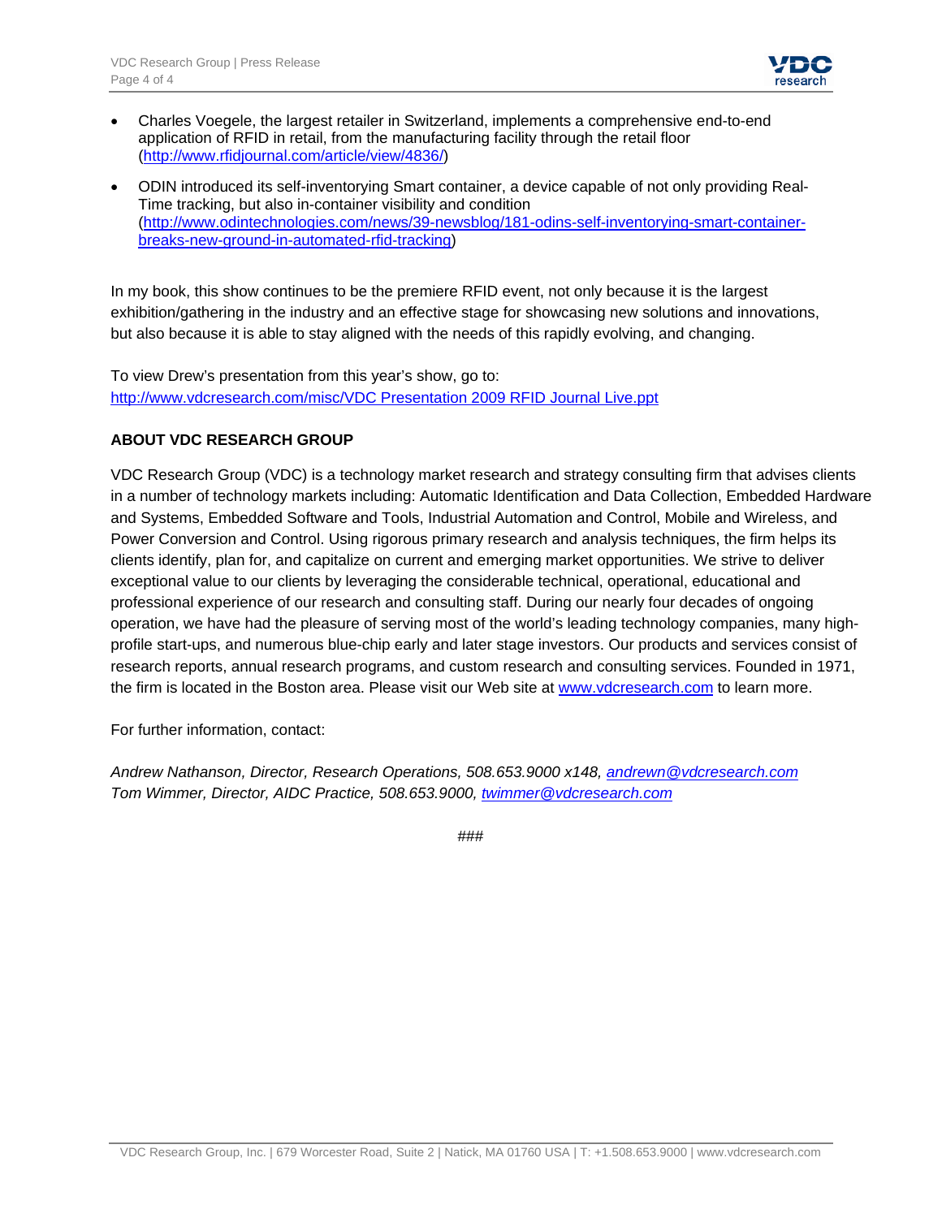- Charles Voegele, the largest retailer in Switzerland, implements a comprehensive end-to-end application of RFID in retail, from the manufacturing facility through the retail floor (http://www.rfidjournal.com/article/view/4836/)
- ODIN introduced its self-inventorying Smart container, a device capable of not only providing Real-Time tracking, but also in-container visibility and condition (http://www.odintechnologies.com/news/39-newsblog/181-odins-self-inventorying-smart-container-breaks-new-ground-in-automated-rfid-tracking)

In my book, this show continues to be the premiere RFID event, not only because it is the largest exhibition/gathering in the industry and an effective stage for showcasing new solutions and innovations, but also because it is able to stay aligned with the needs of this rapidly evolving, and changing.

To view Drew's presentation from this year's show, go to:
http://www.vdcresearch.com/misc/VDC Presentation 2009 RFID Journal Live.ppt

**ABOUT VDC RESEARCH GROUP**

VDC Research Group (VDC) is a technology market research and strategy consulting firm that advises clients in a number of technology markets including: Automatic Identification and Data Collection, Embedded Hardware and Systems, Embedded Software and Tools, Industrial Automation and Control, Mobile and Wireless, and Power Conversion and Control. Using rigorous primary research and analysis techniques, the firm helps its clients identify, plan for, and capitalize on current and emerging market opportunities. We strive to deliver exceptional value to our clients by leveraging the considerable technical, operational, educational and professional experience of our research and consulting staff. During our nearly four decades of ongoing operation, we have had the pleasure of serving most of the world's leading technology companies, many high-profile start-ups, and numerous blue-chip early and later stage investors. Our products and services consist of research reports, annual research programs, and custom research and consulting services. Founded in 1971, the firm is located in the Boston area. Please visit our Web site at www.vdcresearch.com to learn more.

For further information, contact:

*Andrew Nathanson, Director, Research Operations, 508.653.9000 x148, andrewn@vdcresearch.com*
*Tom Wimmer, Director, AIDC Practice, 508.653.9000, twimmer@vdcresearch.com*

###